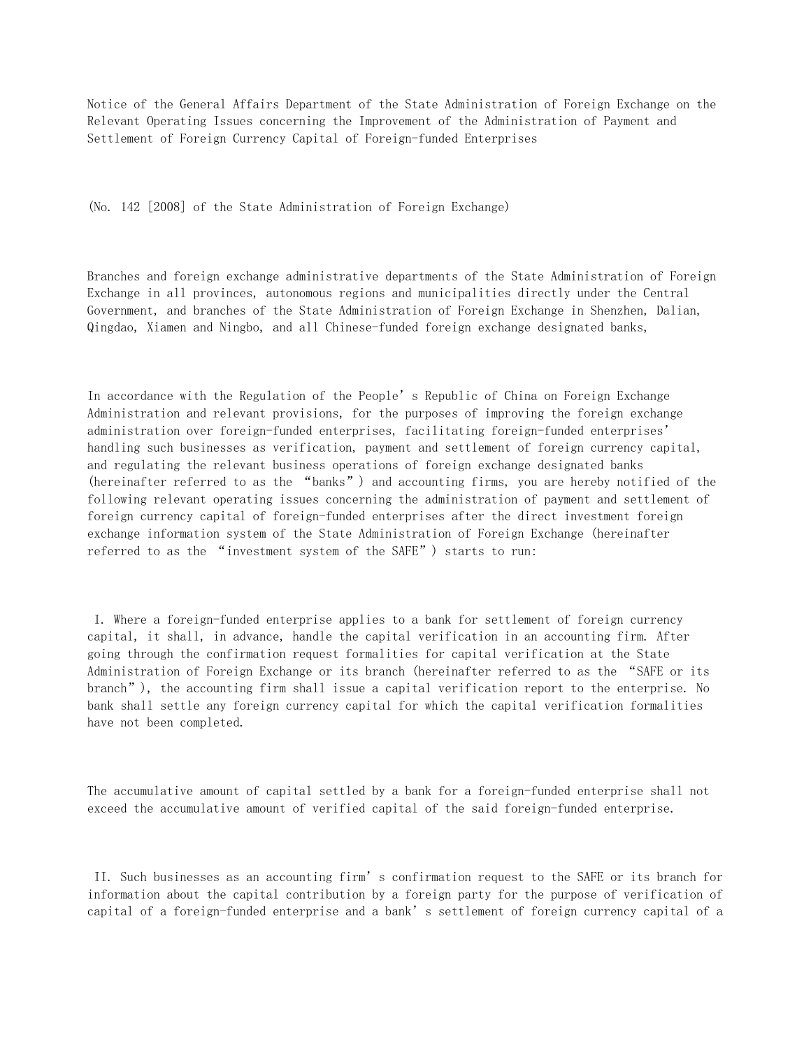# Notice of the General Affairs Department of the State Administration of Foreign Exchange on the Relevant Operating Issues concerning the Improvement of the Administration of Payment and Settlement of Foreign Currency Capital of Foreign-funded Enterprises

(No. 142 [2008] of the State Administration of Foreign Exchange)

Branches and foreign exchange administrative departments of the State Administration of Foreign Exchange in all provinces, autonomous regions and municipalities directly under the Central Government, and branches of the State Administration of Foreign Exchange in Shenzhen, Dalian, Qingdao, Xiamen and Ningbo, and all Chinese-funded foreign exchange designated banks,

In accordance with the Regulation of the People's Republic of China on Foreign Exchange Administration and relevant provisions, for the purposes of improving the foreign exchange administration over foreign-funded enterprises, facilitating foreign-funded enterprises' handling such businesses as verification, payment and settlement of foreign currency capital, and regulating the relevant business operations of foreign exchange designated banks (hereinafter referred to as the "banks") and accounting firms, you are hereby notified of the following relevant operating issues concerning the administration of payment and settlement of foreign currency capital of foreign-funded enterprises after the direct investment foreign exchange information system of the State Administration of Foreign Exchange (hereinafter referred to as the "investment system of the SAFE") starts to run:

I. Where a foreign-funded enterprise applies to a bank for settlement of foreign currency capital, it shall, in advance, handle the capital verification in an accounting firm. After going through the confirmation request formalities for capital verification at the State Administration of Foreign Exchange or its branch (hereinafter referred to as the "SAFE or its branch"), the accounting firm shall issue a capital verification report to the enterprise. No bank shall settle any foreign currency capital for which the capital verification formalities have not been completed.

The accumulative amount of capital settled by a bank for a foreign-funded enterprise shall not exceed the accumulative amount of verified capital of the said foreign-funded enterprise.

II. Such businesses as an accounting firm's confirmation request to the SAFE or its branch for information about the capital contribution by a foreign party for the purpose of verification of capital of a foreign-funded enterprise and a bank's settlement of foreign currency capital of a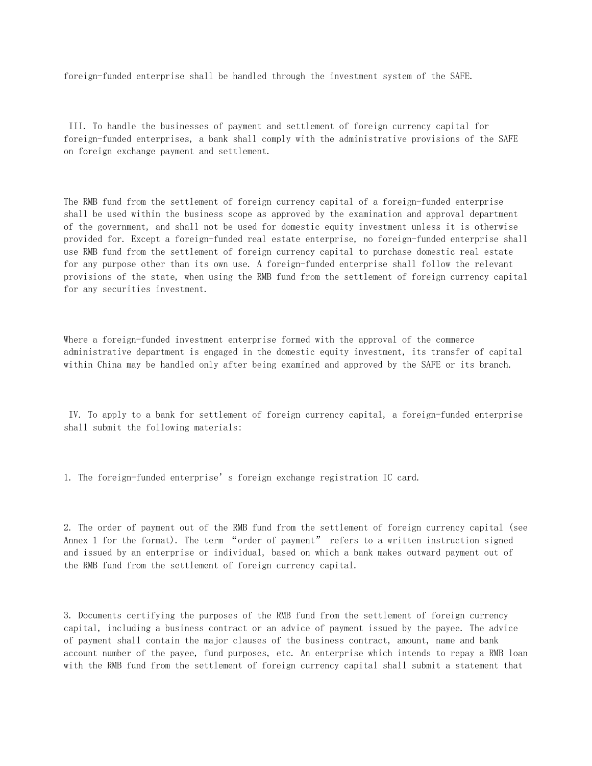foreign-funded enterprise shall be handled through the investment system of the SAFE.

III. To handle the businesses of payment and settlement of foreign currency capital for foreign-funded enterprises, a bank shall comply with the administrative provisions of the SAFE on foreign exchange payment and settlement.

The RMB fund from the settlement of foreign currency capital of a foreign-funded enterprise shall be used within the business scope as approved by the examination and approval department of the government, and shall not be used for domestic equity investment unless it is otherwise provided for. Except a foreign-funded real estate enterprise, no foreign-funded enterprise shall use RMB fund from the settlement of foreign currency capital to purchase domestic real estate for any purpose other than its own use. A foreign-funded enterprise shall follow the relevant provisions of the state, when using the RMB fund from the settlement of foreign currency capital for any securities investment.

Where a foreign-funded investment enterprise formed with the approval of the commerce administrative department is engaged in the domestic equity investment, its transfer of capital within China may be handled only after being examined and approved by the SAFE or its branch.

IV. To apply to a bank for settlement of foreign currency capital, a foreign-funded enterprise shall submit the following materials:

1. The foreign-funded enterprise’s foreign exchange registration IC card.

2. The order of payment out of the RMB fund from the settlement of foreign currency capital (see Annex 1 for the format). The term “order of payment” refers to a written instruction signed and issued by an enterprise or individual, based on which a bank makes outward payment out of the RMB fund from the settlement of foreign currency capital.

3. Documents certifying the purposes of the RMB fund from the settlement of foreign currency capital, including a business contract or an advice of payment issued by the payee. The advice of payment shall contain the major clauses of the business contract, amount, name and bank account number of the payee, fund purposes, etc. An enterprise which intends to repay a RMB loan with the RMB fund from the settlement of foreign currency capital shall submit a statement that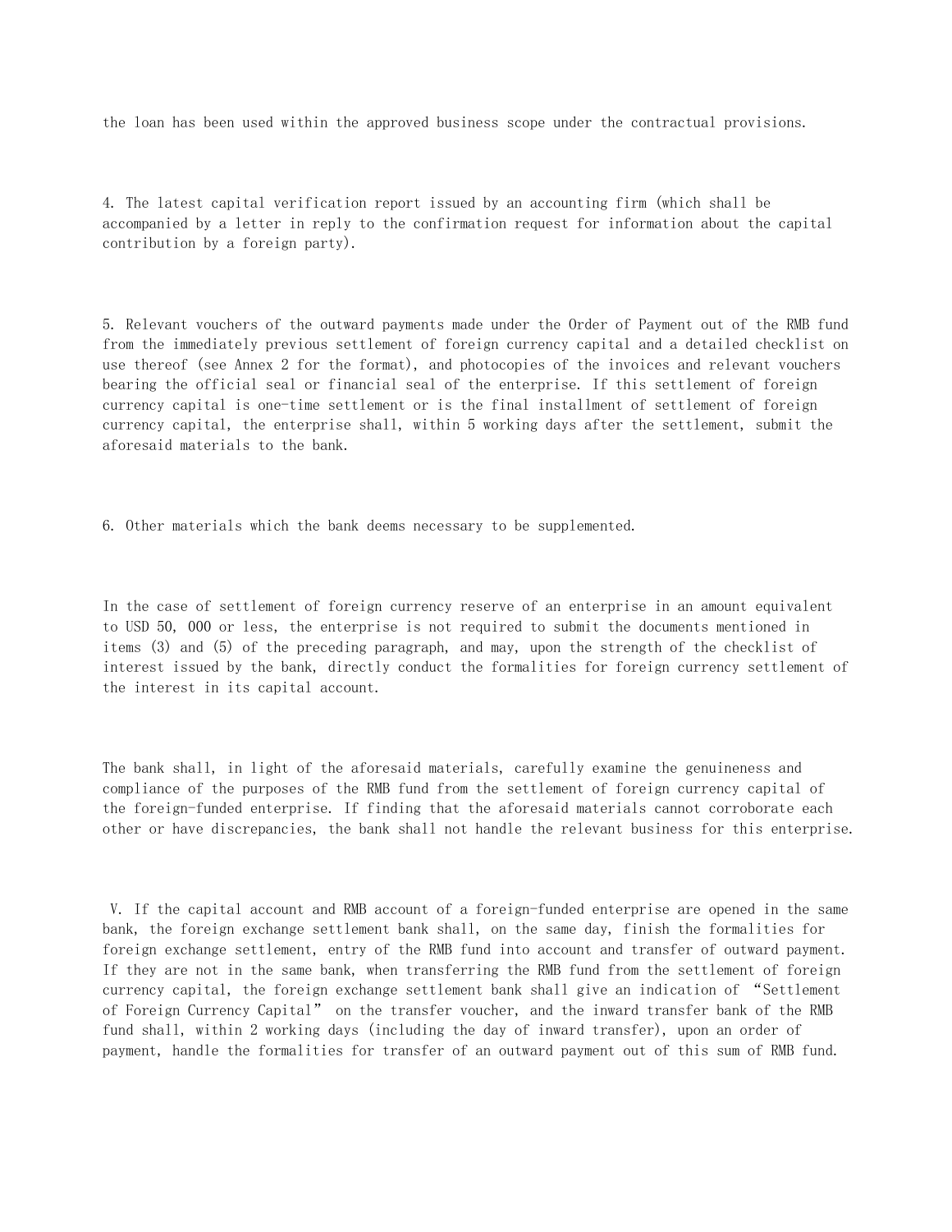the loan has been used within the approved business scope under the contractual provisions.

4. The latest capital verification report issued by an accounting firm (which shall be accompanied by a letter in reply to the confirmation request for information about the capital contribution by a foreign party).

5. Relevant vouchers of the outward payments made under the Order of Payment out of the RMB fund from the immediately previous settlement of foreign currency capital and a detailed checklist on use thereof (see Annex 2 for the format), and photocopies of the invoices and relevant vouchers bearing the official seal or financial seal of the enterprise. If this settlement of foreign currency capital is one-time settlement or is the final installment of settlement of foreign currency capital, the enterprise shall, within 5 working days after the settlement, submit the aforesaid materials to the bank.

6. Other materials which the bank deems necessary to be supplemented.

In the case of settlement of foreign currency reserve of an enterprise in an amount equivalent to USD 50, 000 or less, the enterprise is not required to submit the documents mentioned in items (3) and (5) of the preceding paragraph, and may, upon the strength of the checklist of interest issued by the bank, directly conduct the formalities for foreign currency settlement of the interest in its capital account.

The bank shall, in light of the aforesaid materials, carefully examine the genuineness and compliance of the purposes of the RMB fund from the settlement of foreign currency capital of the foreign-funded enterprise. If finding that the aforesaid materials cannot corroborate each other or have discrepancies, the bank shall not handle the relevant business for this enterprise.

V. If the capital account and RMB account of a foreign-funded enterprise are opened in the same bank, the foreign exchange settlement bank shall, on the same day, finish the formalities for foreign exchange settlement, entry of the RMB fund into account and transfer of outward payment. If they are not in the same bank, when transferring the RMB fund from the settlement of foreign currency capital, the foreign exchange settlement bank shall give an indication of “Settlement of Foreign Currency Capital” on the transfer voucher, and the inward transfer bank of the RMB fund shall, within 2 working days (including the day of inward transfer), upon an order of payment, handle the formalities for transfer of an outward payment out of this sum of RMB fund.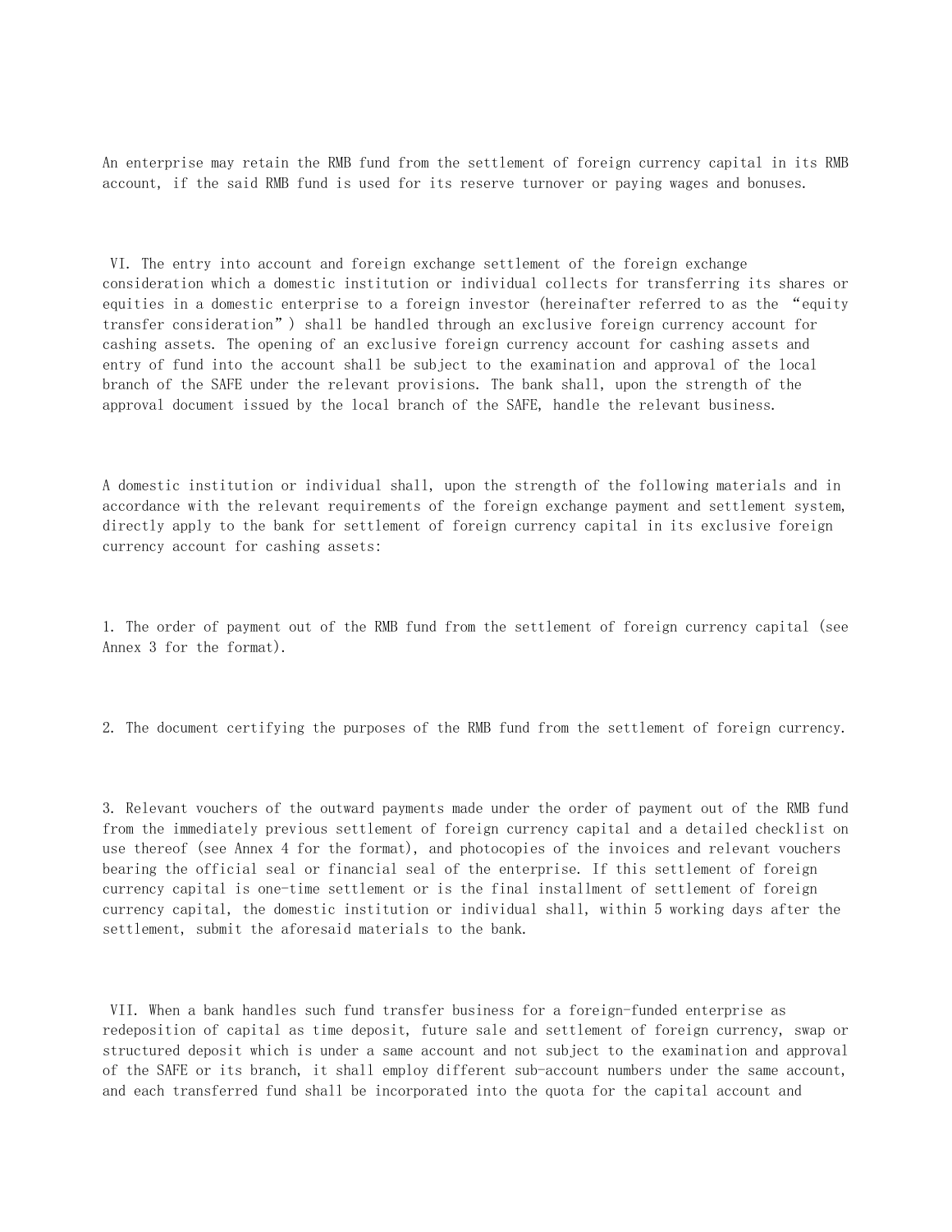An enterprise may retain the RMB fund from the settlement of foreign currency capital in its RMB account, if the said RMB fund is used for its reserve turnover or paying wages and bonuses.

VI. The entry into account and foreign exchange settlement of the foreign exchange consideration which a domestic institution or individual collects for transferring its shares or equities in a domestic enterprise to a foreign investor (hereinafter referred to as the "equity transfer consideration") shall be handled through an exclusive foreign currency account for cashing assets. The opening of an exclusive foreign currency account for cashing assets and entry of fund into the account shall be subject to the examination and approval of the local branch of the SAFE under the relevant provisions. The bank shall, upon the strength of the approval document issued by the local branch of the SAFE, handle the relevant business.

A domestic institution or individual shall, upon the strength of the following materials and in accordance with the relevant requirements of the foreign exchange payment and settlement system, directly apply to the bank for settlement of foreign currency capital in its exclusive foreign currency account for cashing assets:

1. The order of payment out of the RMB fund from the settlement of foreign currency capital (see Annex 3 for the format).

2. The document certifying the purposes of the RMB fund from the settlement of foreign currency.

3. Relevant vouchers of the outward payments made under the order of payment out of the RMB fund from the immediately previous settlement of foreign currency capital and a detailed checklist on use thereof (see Annex 4 for the format), and photocopies of the invoices and relevant vouchers bearing the official seal or financial seal of the enterprise. If this settlement of foreign currency capital is one-time settlement or is the final installment of settlement of foreign currency capital, the domestic institution or individual shall, within 5 working days after the settlement, submit the aforesaid materials to the bank.

VII. When a bank handles such fund transfer business for a foreign-funded enterprise as redeposition of capital as time deposit, future sale and settlement of foreign currency, swap or structured deposit which is under a same account and not subject to the examination and approval of the SAFE or its branch, it shall employ different sub-account numbers under the same account, and each transferred fund shall be incorporated into the quota for the capital account and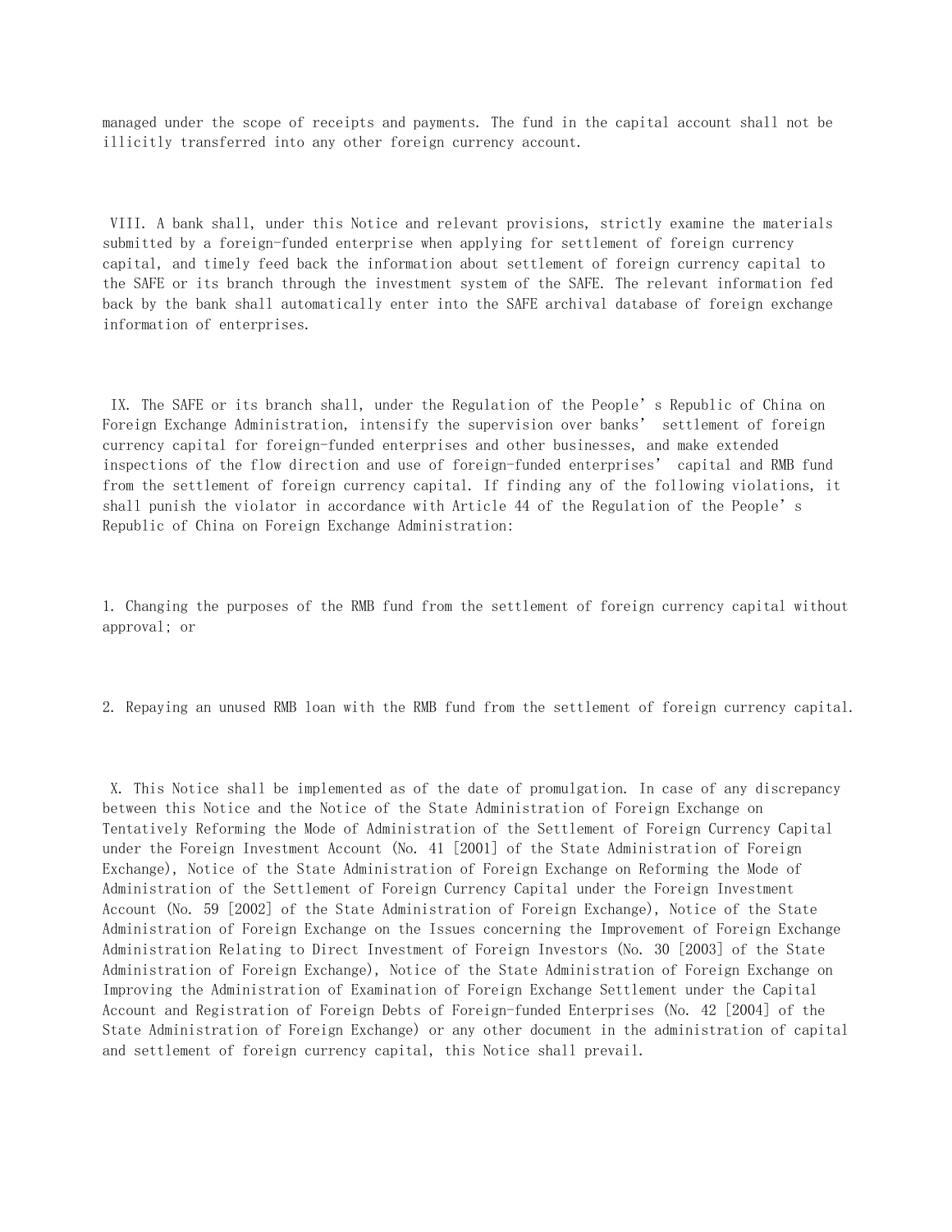managed under the scope of receipts and payments. The fund in the capital account shall not be illicitly transferred into any other foreign currency account.

VIII. A bank shall, under this Notice and relevant provisions, strictly examine the materials submitted by a foreign-funded enterprise when applying for settlement of foreign currency capital, and timely feed back the information about settlement of foreign currency capital to the SAFE or its branch through the investment system of the SAFE. The relevant information fed back by the bank shall automatically enter into the SAFE archival database of foreign exchange information of enterprises.

IX. The SAFE or its branch shall, under the Regulation of the People's Republic of China on Foreign Exchange Administration, intensify the supervision over banks' settlement of foreign currency capital for foreign-funded enterprises and other businesses, and make extended inspections of the flow direction and use of foreign-funded enterprises' capital and RMB fund from the settlement of foreign currency capital. If finding any of the following violations, it shall punish the violator in accordance with Article 44 of the Regulation of the People's Republic of China on Foreign Exchange Administration:

1. Changing the purposes of the RMB fund from the settlement of foreign currency capital without approval; or

2. Repaying an unused RMB loan with the RMB fund from the settlement of foreign currency capital.

X. This Notice shall be implemented as of the date of promulgation. In case of any discrepancy between this Notice and the Notice of the State Administration of Foreign Exchange on Tentatively Reforming the Mode of Administration of the Settlement of Foreign Currency Capital under the Foreign Investment Account (No. 41 [2001] of the State Administration of Foreign Exchange), Notice of the State Administration of Foreign Exchange on Reforming the Mode of Administration of the Settlement of Foreign Currency Capital under the Foreign Investment Account (No. 59 [2002] of the State Administration of Foreign Exchange), Notice of the State Administration of Foreign Exchange on the Issues concerning the Improvement of Foreign Exchange Administration Relating to Direct Investment of Foreign Investors (No. 30 [2003] of the State Administration of Foreign Exchange), Notice of the State Administration of Foreign Exchange on Improving the Administration of Examination of Foreign Exchange Settlement under the Capital Account and Registration of Foreign Debts of Foreign-funded Enterprises (No. 42 [2004] of the State Administration of Foreign Exchange) or any other document in the administration of capital and settlement of foreign currency capital, this Notice shall prevail.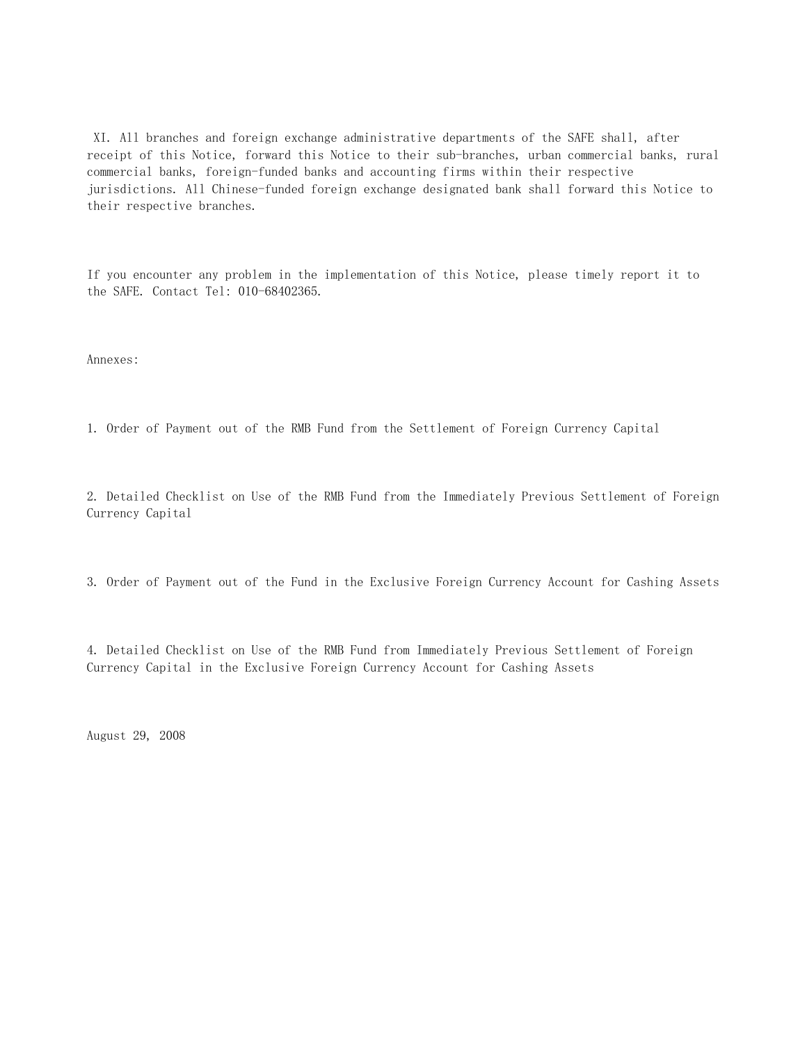XI. All branches and foreign exchange administrative departments of the SAFE shall, after receipt of this Notice, forward this Notice to their sub-branches, urban commercial banks, rural commercial banks, foreign-funded banks and accounting firms within their respective jurisdictions. All Chinese-funded foreign exchange designated bank shall forward this Notice to their respective branches.

If you encounter any problem in the implementation of this Notice, please timely report it to the SAFE. Contact Tel: 010-68402365.

Annexes:

1. Order of Payment out of the RMB Fund from the Settlement of Foreign Currency Capital

2. Detailed Checklist on Use of the RMB Fund from the Immediately Previous Settlement of Foreign Currency Capital

3. Order of Payment out of the Fund in the Exclusive Foreign Currency Account for Cashing Assets

4. Detailed Checklist on Use of the RMB Fund from Immediately Previous Settlement of Foreign Currency Capital in the Exclusive Foreign Currency Account for Cashing Assets

August 29, 2008